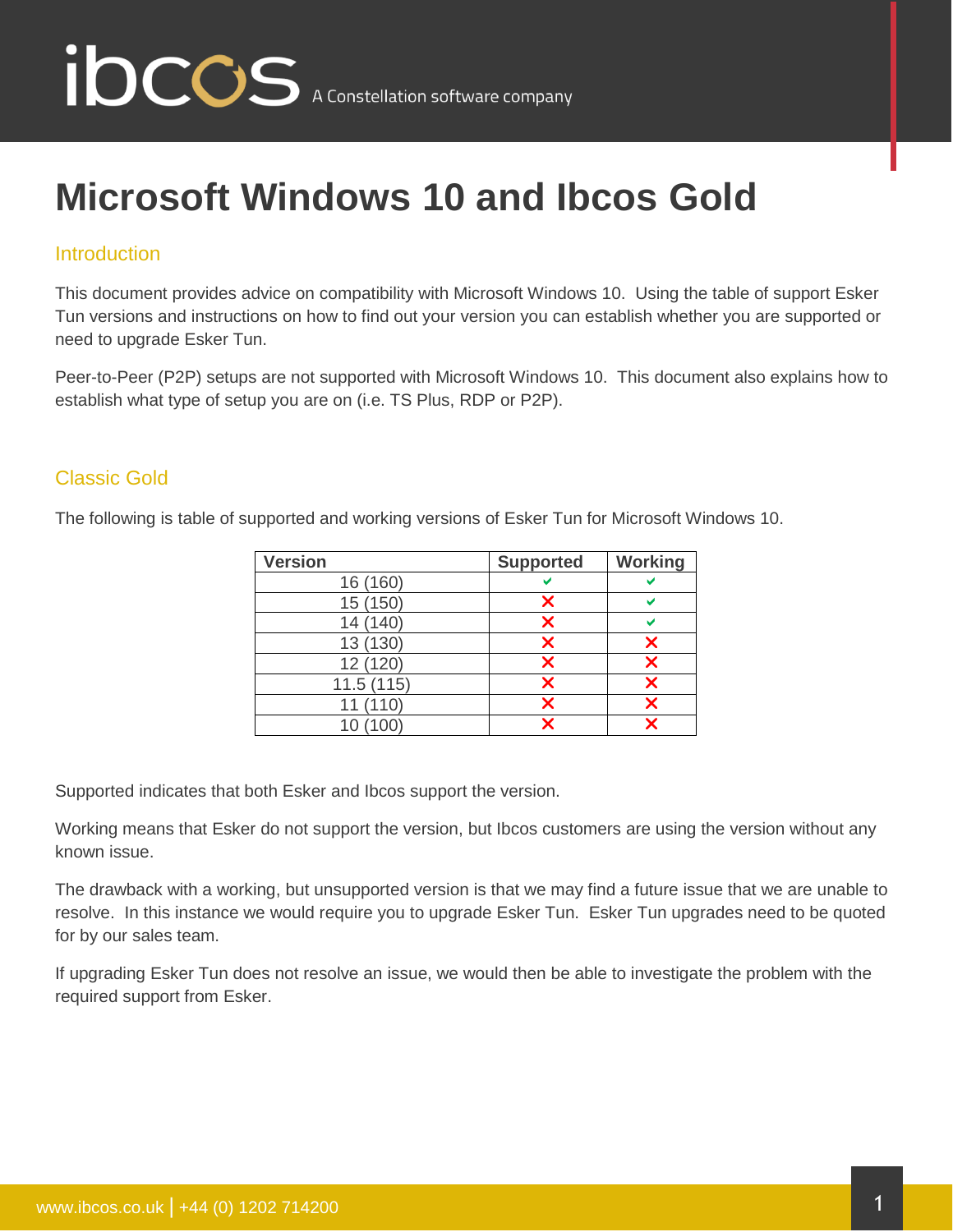# Microsoft Windows 10 and Ibcos Gold

## Introduction

This document provides advice on compatibility with Microsoft Windows 10. Using the table of support Esker Tun versions and instructions on how to find out your version you can establish whether you are supported or need to upgrade Esker Tun.

Peer-to-Peer (P2P) setups are not supported with Microsoft Windows 10. This document also explains how to establish what type of setup you are on (i.e. TS Plus, RDP or P2P).

## Classic Gold

The following is table of supported and working versions of Esker Tun for Microsoft Windows 10.

| Version | Supported | Working |
|---|---|---|
| 16 (160) | ✔ | ✔ |
| 15 (150) | ✘ | ✔ |
| 14 (140) | ✘ | ✔ |
| 13 (130) | ✘ | ✘ |
| 12 (120) | ✘ | ✘ |
| 11.5 (115) | ✘ | ✘ |
| 11 (110) | ✘ | ✘ |
| 10 (100) | ✘ | ✘ |

Supported indicates that both Esker and Ibcos support the version.

Working means that Esker do not support the version, but Ibcos customers are using the version without any known issue.

The drawback with a working, but unsupported version is that we may find a future issue that we are unable to resolve. In this instance we would require you to upgrade Esker Tun. Esker Tun upgrades need to be quoted for by our sales team.

If upgrading Esker Tun does not resolve an issue, we would then be able to investigate the problem with the required support from Esker.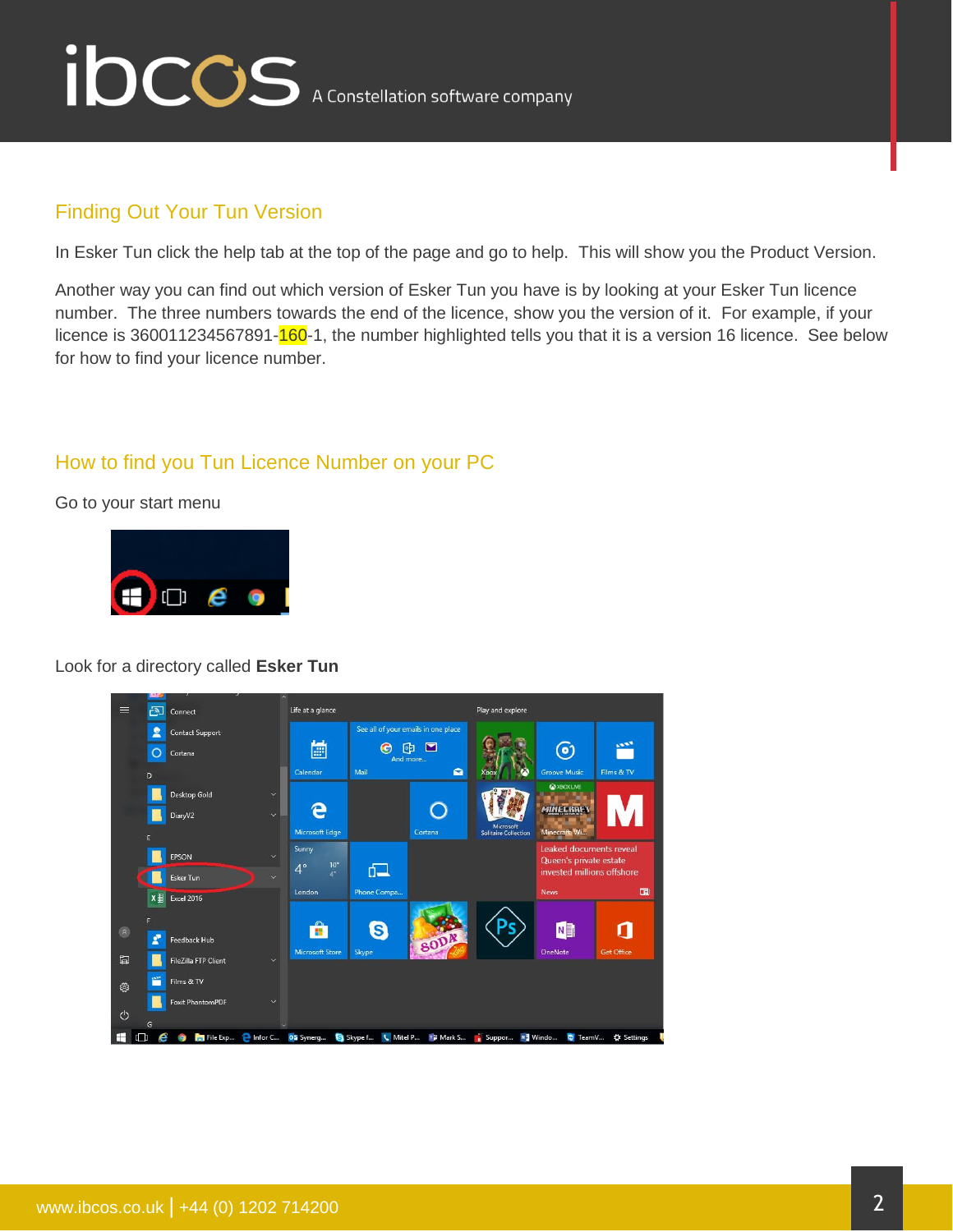## Finding Out Your Tun Version

In Esker Tun click the help tab at the top of the page and go to help. This will show you the Product Version.

Another way you can find out which version of Esker Tun you have is by looking at your Esker Tun licence number. The three numbers towards the end of the licence, show you the version of it. For example, if your licence is 360011234567891-160-1, the number highlighted tells you that it is a version 16 licence. See below for how to find your licence number.

## How to find you Tun Licence Number on your PC

Go to your start menu

Look for a directory called **Esker Tun**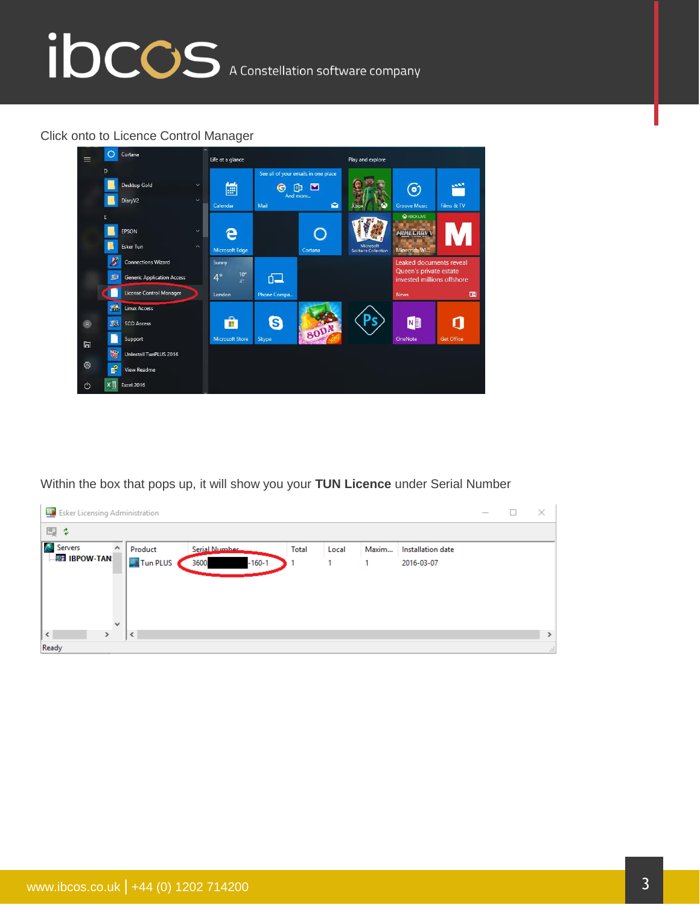Click onto to Licence Control Manager

Within the box that pops up, it will show you your **TUN Licence** under Serial Number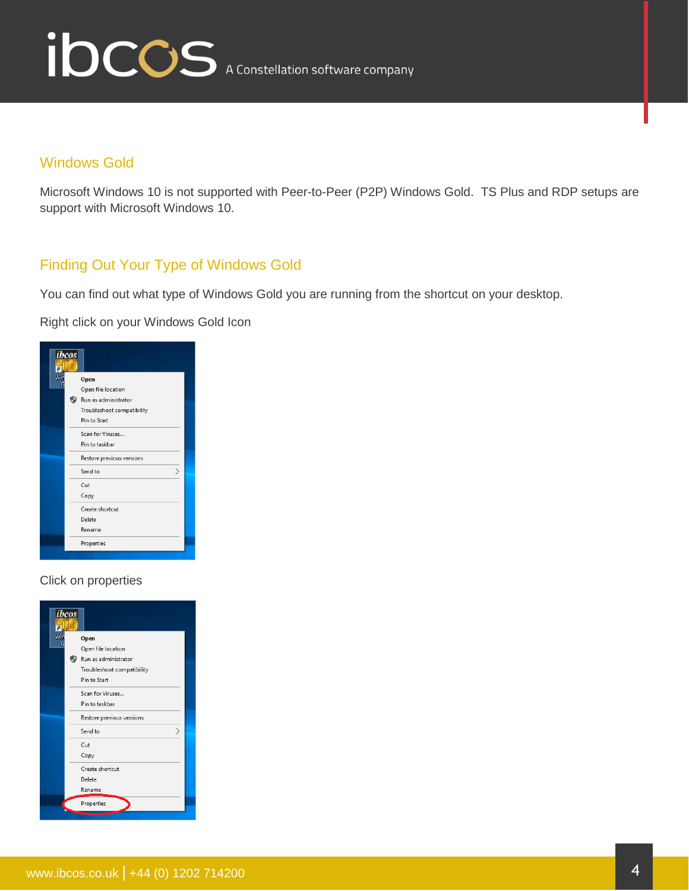## Windows Gold

Microsoft Windows 10 is not supported with Peer-to-Peer (P2P) Windows Gold. TS Plus and RDP setups are support with Microsoft Windows 10.

## Finding Out Your Type of Windows Gold

You can find out what type of Windows Gold you are running from the shortcut on your desktop.

Right click on your Windows Gold Icon

Click on properties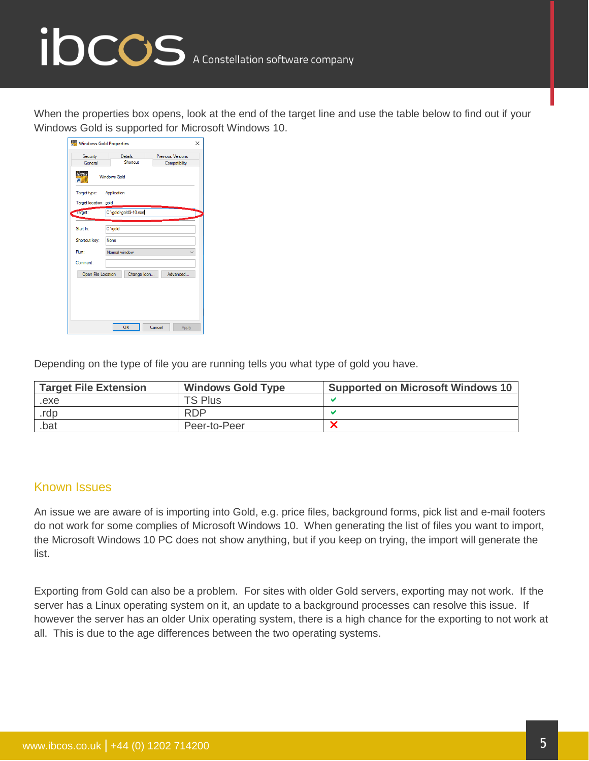When the properties box opens, look at the end of the target line and use the table below to find out if your Windows Gold is supported for Microsoft Windows 10.

Depending on the type of file you are running tells you what type of gold you have.

| Target File Extension | Windows Gold Type | Supported on Microsoft Windows 10 |
|---|---|---|
| .exe | TS Plus | ✔ |
| .rdp | RDP | ✔ |
| .bat | Peer-to-Peer | ✘ |

## Known Issues

An issue we are aware of is importing into Gold, e.g. price files, background forms, pick list and e-mail footers do not work for some complies of Microsoft Windows 10. When generating the list of files you want to import, the Microsoft Windows 10 PC does not show anything, but if you keep on trying, the import will generate the list.

Exporting from Gold can also be a problem. For sites with older Gold servers, exporting may not work. If the server has a Linux operating system on it, an update to a background processes can resolve this issue. If however the server has an older Unix operating system, there is a high chance for the exporting to not work at all. This is due to the age differences between the two operating systems.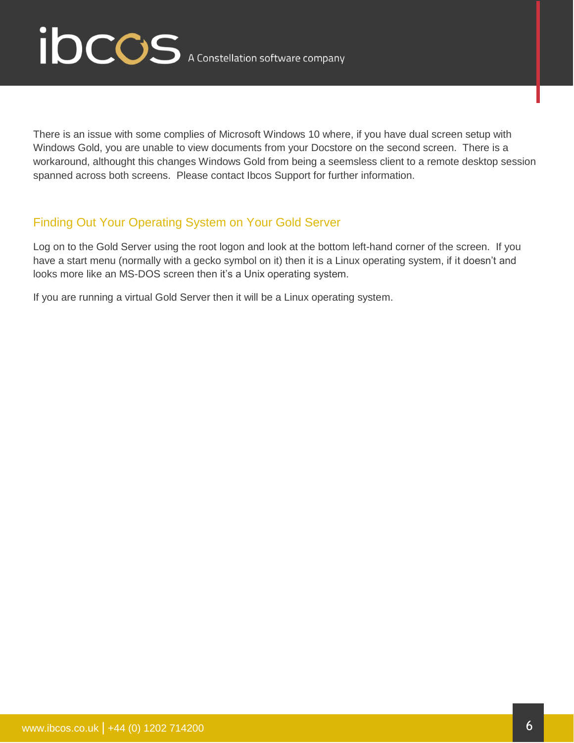There is an issue with some complies of Microsoft Windows 10 where, if you have dual screen setup with Windows Gold, you are unable to view documents from your Docstore on the second screen. There is a workaround, althought this changes Windows Gold from being a seemsless client to a remote desktop session spanned across both screens. Please contact Ibcos Support for further information.

## Finding Out Your Operating System on Your Gold Server

Log on to the Gold Server using the root logon and look at the bottom left-hand corner of the screen. If you have a start menu (normally with a gecko symbol on it) then it is a Linux operating system, if it doesn't and looks more like an MS-DOS screen then it's a Unix operating system.

If you are running a virtual Gold Server then it will be a Linux operating system.